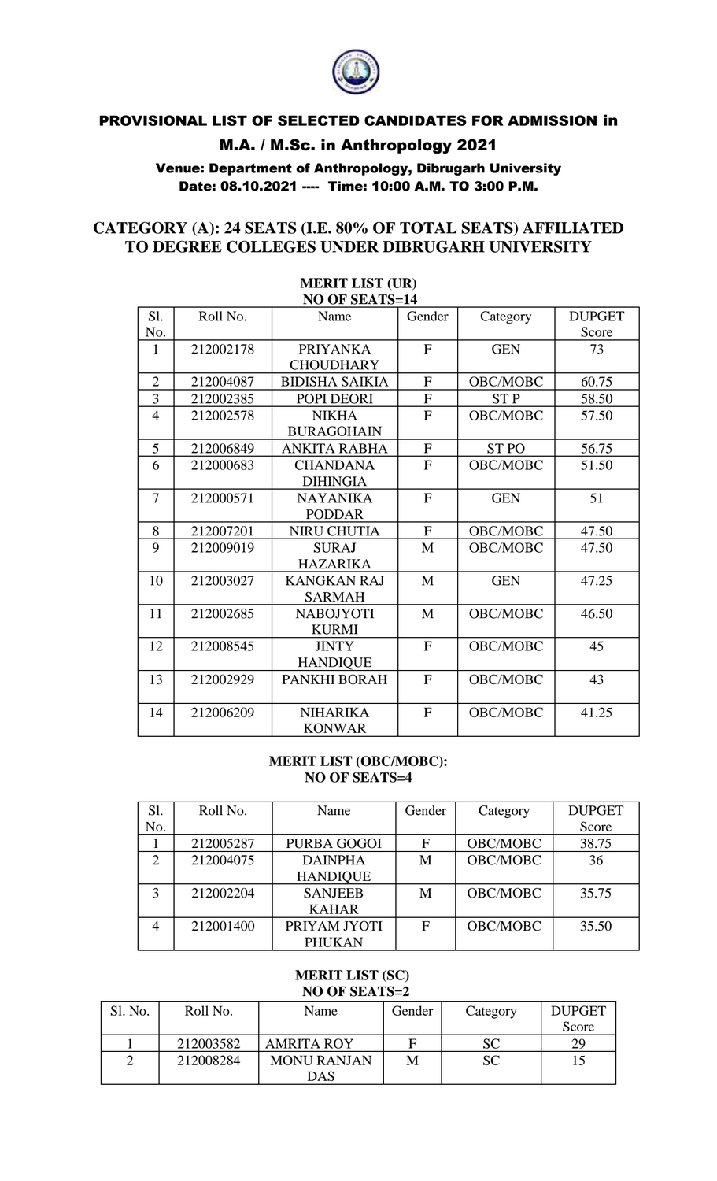# PROVISIONAL LIST OF SELECTED CANDIDATES FOR ADMISSION in M.A. / M.Sc. in Anthropology 2021

**Venue: Department of Anthropology, Dibrugarh University**
**Date: 08.10.2021 ---- Time: 10:00 A.M. TO 3:00 P.M.**

## CATEGORY (A): 24 SEATS (I.E. 80% OF TOTAL SEATS) AFFILIATED TO DEGREE COLLEGES UNDER DIBRUGARH UNIVERSITY

### MERIT LIST (UR)
### NO OF SEATS=14

| Sl. No. | Roll No. | Name | Gender | Category | DUPGET Score |
|---|---|---|---|---|---|
| 1 | 212002178 | PRIYANKA CHOUDHARY | F | GEN | 73 |
| 2 | 212004087 | BIDISHA SAIKIA | F | OBC/MOBC | 60.75 |
| 3 | 212002385 | POPI DEORI | F | ST P | 58.50 |
| 4 | 212002578 | NIKHA BURAGOHAIN | F | OBC/MOBC | 57.50 |
| 5 | 212006849 | ANKITA RABHA | F | ST PO | 56.75 |
| 6 | 212000683 | CHANDANA DIHINGIA | F | OBC/MOBC | 51.50 |
| 7 | 212000571 | NAYANIKA PODDAR | F | GEN | 51 |
| 8 | 212007201 | NIRU CHUTIA | F | OBC/MOBC | 47.50 |
| 9 | 212009019 | SURAJ HAZARIKA | M | OBC/MOBC | 47.50 |
| 10 | 212003027 | KANGKAN RAJ SARMAH | M | GEN | 47.25 |
| 11 | 212002685 | NABOJYOTI KURMI | M | OBC/MOBC | 46.50 |
| 12 | 212008545 | JINTY HANDIQUE | F | OBC/MOBC | 45 |
| 13 | 212002929 | PANKHI BORAH | F | OBC/MOBC | 43 |
| 14 | 212006209 | NIHARIKA KONWAR | F | OBC/MOBC | 41.25 |

### MERIT LIST (OBC/MOBC):
### NO OF SEATS=4

| Sl. No. | Roll No. | Name | Gender | Category | DUPGET Score |
|---|---|---|---|---|---|
| 1 | 212005287 | PURBA GOGOI | F | OBC/MOBC | 38.75 |
| 2 | 212004075 | DAINPHA HANDIQUE | M | OBC/MOBC | 36 |
| 3 | 212002204 | SANJEEB KAHAR | M | OBC/MOBC | 35.75 |
| 4 | 212001400 | PRIYAM JYOTI PHUKAN | F | OBC/MOBC | 35.50 |

### MERIT LIST (SC)
### NO OF SEATS=2

| Sl. No. | Roll No. | Name | Gender | Category | DUPGET Score |
|---|---|---|---|---|---|
| 1 | 212003582 | AMRITA ROY | F | SC | 29 |
| 2 | 212008284 | MONU RANJAN DAS | M | SC | 15 |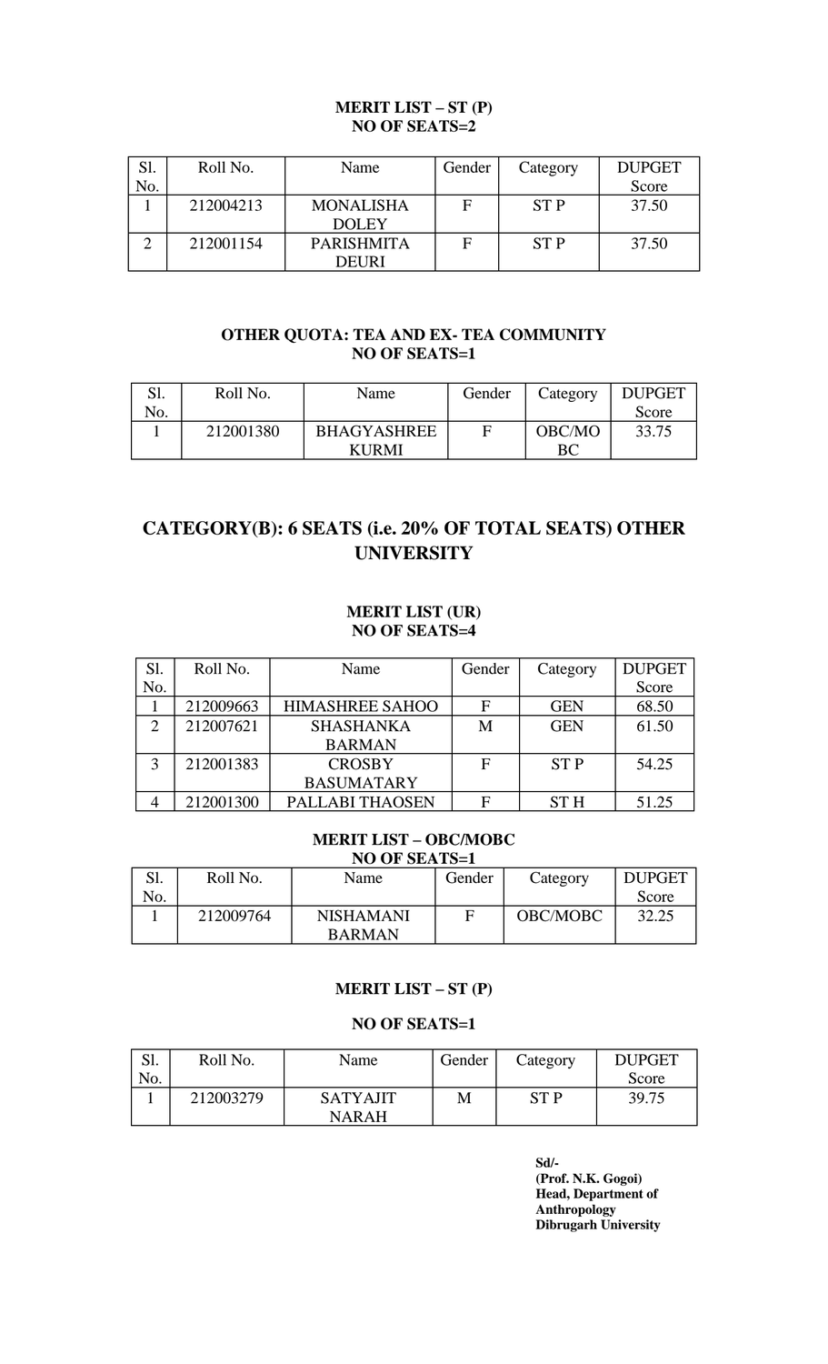**MERIT LIST – ST (P)**
**NO OF SEATS=2**

| Sl. No. | Roll No. | Name | Gender | Category | DUPGET Score |
|---|---|---|---|---|---|
| 1 | 212004213 | MONALISHA DOLEY | F | ST P | 37.50 |
| 2 | 212001154 | PARISHMITA DEURI | F | ST P | 37.50 |

**OTHER QUOTA: TEA AND EX- TEA COMMUNITY**
**NO OF SEATS=1**

| Sl. No. | Roll No. | Name | Gender | Category | DUPGET Score |
|---|---|---|---|---|---|
| 1 | 212001380 | BHAGYASHREE KURMI | F | OBC/MOBC | 33.75 |

## CATEGORY(B): 6 SEATS (i.e. 20% OF TOTAL SEATS) OTHER UNIVERSITY

**MERIT LIST (UR)**
**NO OF SEATS=4**

| Sl. No. | Roll No. | Name | Gender | Category | DUPGET Score |
|---|---|---|---|---|---|
| 1 | 212009663 | HIMASHREE SAHOO | F | GEN | 68.50 |
| 2 | 212007621 | SHASHANKA BARMAN | M | GEN | 61.50 |
| 3 | 212001383 | CROSBY BASUMATARY | F | ST P | 54.25 |
| 4 | 212001300 | PALLABI THAOSEN | F | ST H | 51.25 |

**MERIT LIST – OBC/MOBC**
**NO OF SEATS=1**

| Sl. No. | Roll No. | Name | Gender | Category | DUPGET Score |
|---|---|---|---|---|---|
| 1 | 212009764 | NISHAMANI BARMAN | F | OBC/MOBC | 32.25 |

**MERIT LIST – ST (P)**

**NO OF SEATS=1**

| Sl. No. | Roll No. | Name | Gender | Category | DUPGET Score |
|---|---|---|---|---|---|
| 1 | 212003279 | SATYAJIT NARAH | M | ST P | 39.75 |

**Sd/-**
**(Prof. N.K. Gogoi)**
**Head, Department of Anthropology**
**Dibrugarh University**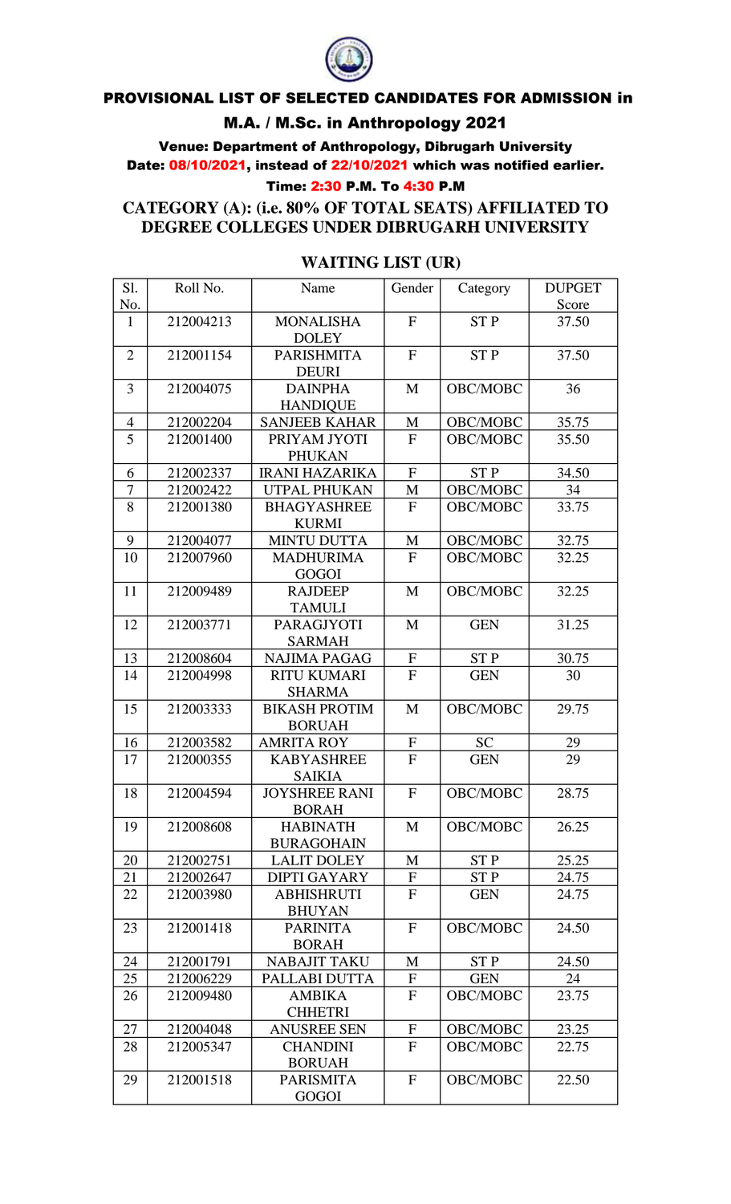# PROVISIONAL LIST OF SELECTED CANDIDATES FOR ADMISSION in M.A. / M.Sc. in Anthropology 2021

**Venue: Department of Anthropology, Dibrugarh University**

**Date: 08/10/2021, instead of 22/10/2021 which was notified earlier.**

**Time: 2:30 P.M. To 4:30 P.M**

## CATEGORY (A): (i.e. 80% OF TOTAL SEATS) AFFILIATED TO DEGREE COLLEGES UNDER DIBRUGARH UNIVERSITY

### WAITING LIST (UR)

| Sl. No. | Roll No. | Name | Gender | Category | DUPGET Score |
|---|---|---|---|---|---|
| 1 | 212004213 | MONALISHA DOLEY | F | ST P | 37.50 |
| 2 | 212001154 | PARISHMITA DEURI | F | ST P | 37.50 |
| 3 | 212004075 | DAINPHA HANDIQUE | M | OBC/MOBC | 36 |
| 4 | 212002204 | SANJEEB KAHAR | M | OBC/MOBC | 35.75 |
| 5 | 212001400 | PRIYAM JYOTI PHUKAN | F | OBC/MOBC | 35.50 |
| 6 | 212002337 | IRANI HAZARIKA | F | ST P | 34.50 |
| 7 | 212002422 | UTPAL PHUKAN | M | OBC/MOBC | 34 |
| 8 | 212001380 | BHAGYASHREE KURMI | F | OBC/MOBC | 33.75 |
| 9 | 212004077 | MINTU DUTTA | M | OBC/MOBC | 32.75 |
| 10 | 212007960 | MADHURIMA GOGOI | F | OBC/MOBC | 32.25 |
| 11 | 212009489 | RAJDEEP TAMULI | M | OBC/MOBC | 32.25 |
| 12 | 212003771 | PARAGJYOTI SARMAH | M | GEN | 31.25 |
| 13 | 212008604 | NAJIMA PAGAG | F | ST P | 30.75 |
| 14 | 212004998 | RITU KUMARI SHARMA | F | GEN | 30 |
| 15 | 212003333 | BIKASH PROTIM BORUAH | M | OBC/MOBC | 29.75 |
| 16 | 212003582 | AMRITA ROY | F | SC | 29 |
| 17 | 212000355 | KABYASHREE SAIKIA | F | GEN | 29 |
| 18 | 212004594 | JOYSHREE RANI BORAH | F | OBC/MOBC | 28.75 |
| 19 | 212008608 | HABINATH BURAGOHAIN | M | OBC/MOBC | 26.25 |
| 20 | 212002751 | LALIT DOLEY | M | ST P | 25.25 |
| 21 | 212002647 | DIPTI GAYARY | F | ST P | 24.75 |
| 22 | 212003980 | ABHISHRUTI BHUYAN | F | GEN | 24.75 |
| 23 | 212001418 | PARINITA BORAH | F | OBC/MOBC | 24.50 |
| 24 | 212001791 | NABAJIT TAKU | M | ST P | 24.50 |
| 25 | 212006229 | PALLABI DUTTA | F | GEN | 24 |
| 26 | 212009480 | AMBIKA CHHETRI | F | OBC/MOBC | 23.75 |
| 27 | 212004048 | ANUSREE SEN | F | OBC/MOBC | 23.25 |
| 28 | 212005347 | CHANDINI BORUAH | F | OBC/MOBC | 22.75 |
| 29 | 212001518 | PARISMITA GOGOI | F | OBC/MOBC | 22.50 |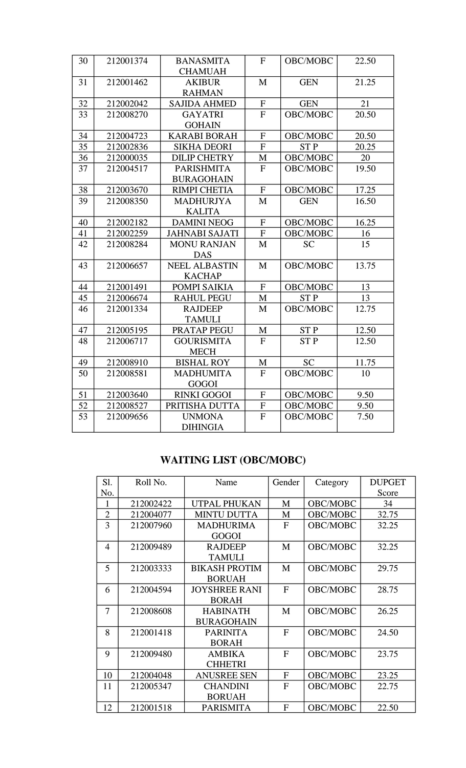| 30 | 212001374 | BANASMITA CHAMUAH | F | OBC/MOBC | 22.50 |
|---|---|---|---|---|---|
| 31 | 212001462 | AKIBUR RAHMAN | M | GEN | 21.25 |
| 32 | 212002042 | SAJIDA AHMED | F | GEN | 21 |
| 33 | 212008270 | GAYATRI GOHAIN | F | OBC/MOBC | 20.50 |
| 34 | 212004723 | KARABI BORAH | F | OBC/MOBC | 20.50 |
| 35 | 212002836 | SIKHA DEORI | F | ST P | 20.25 |
| 36 | 212000035 | DILIP CHETRY | M | OBC/MOBC | 20 |
| 37 | 212004517 | PARISHMITA BURAGOHAIN | F | OBC/MOBC | 19.50 |
| 38 | 212003670 | RIMPI CHETIA | F | OBC/MOBC | 17.25 |
| 39 | 212008350 | MADHURJYA KALITA | M | GEN | 16.50 |
| 40 | 212002182 | DAMINI NEOG | F | OBC/MOBC | 16.25 |
| 41 | 212002259 | JAHNABI SAJATI | F | OBC/MOBC | 16 |
| 42 | 212008284 | MONU RANJAN DAS | M | SC | 15 |
| 43 | 212006657 | NEEL ALBASTIN KACHAP | M | OBC/MOBC | 13.75 |
| 44 | 212001491 | POMPI SAIKIA | F | OBC/MOBC | 13 |
| 45 | 212006674 | RAHUL PEGU | M | ST P | 13 |
| 46 | 212001334 | RAJDEEP TAMULI | M | OBC/MOBC | 12.75 |
| 47 | 212005195 | PRATAP PEGU | M | ST P | 12.50 |
| 48 | 212006717 | GOURISMITA MECH | F | ST P | 12.50 |
| 49 | 212008910 | BISHAL ROY | M | SC | 11.75 |
| 50 | 212008581 | MADHUMITA GOGOI | F | OBC/MOBC | 10 |
| 51 | 212003640 | RINKI GOGOI | F | OBC/MOBC | 9.50 |
| 52 | 212008527 | PRITISHA DUTTA | F | OBC/MOBC | 9.50 |
| 53 | 212009656 | UNMONA DIHINGIA | F | OBC/MOBC | 7.50 |

## WAITING LIST (OBC/MOBC)

| Sl. No. | Roll No. | Name | Gender | Category | DUPGET Score |
|---|---|---|---|---|---|
| 1 | 212002422 | UTPAL PHUKAN | M | OBC/MOBC | 34 |
| 2 | 212004077 | MINTU DUTTA | M | OBC/MOBC | 32.75 |
| 3 | 212007960 | MADHURIMA GOGOI | F | OBC/MOBC | 32.25 |
| 4 | 212009489 | RAJDEEP TAMULI | M | OBC/MOBC | 32.25 |
| 5 | 212003333 | BIKASH PROTIM BORUAH | M | OBC/MOBC | 29.75 |
| 6 | 212004594 | JOYSHREE RANI BORAH | F | OBC/MOBC | 28.75 |
| 7 | 212008608 | HABINATH BURAGOHAIN | M | OBC/MOBC | 26.25 |
| 8 | 212001418 | PARINITA BORAH | F | OBC/MOBC | 24.50 |
| 9 | 212009480 | AMBIKA CHHETRI | F | OBC/MOBC | 23.75 |
| 10 | 212004048 | ANUSREE SEN | F | OBC/MOBC | 23.25 |
| 11 | 212005347 | CHANDINI BORUAH | F | OBC/MOBC | 22.75 |
| 12 | 212001518 | PARISMITA | F | OBC/MOBC | 22.50 |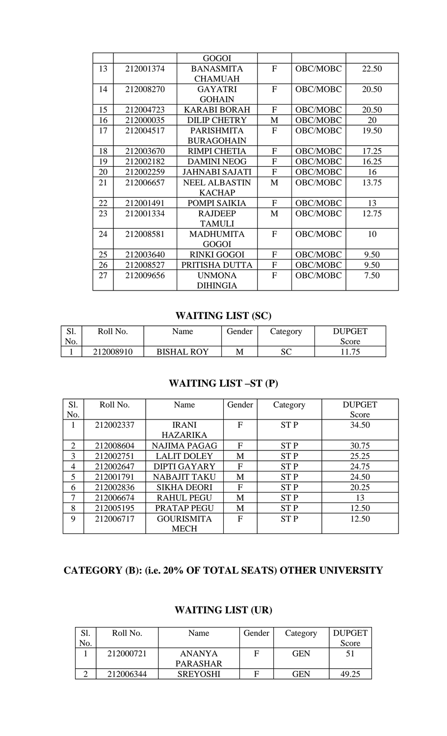| | | GOGOI | | | |
|---|---|---|---|---|---|
| 13 | 212001374 | BANASMITA CHAMUAH | F | OBC/MOBC | 22.50 |
| 14 | 212008270 | GAYATRI GOHAIN | F | OBC/MOBC | 20.50 |
| 15 | 212004723 | KARABI BORAH | F | OBC/MOBC | 20.50 |
| 16 | 212000035 | DILIP CHETRY | M | OBC/MOBC | 20 |
| 17 | 212004517 | PARISHMITA BURAGOHAIN | F | OBC/MOBC | 19.50 |
| 18 | 212003670 | RIMPI CHETIA | F | OBC/MOBC | 17.25 |
| 19 | 212002182 | DAMINI NEOG | F | OBC/MOBC | 16.25 |
| 20 | 212002259 | JAHNABI SAJATI | F | OBC/MOBC | 16 |
| 21 | 212006657 | NEEL ALBASTIN KACHAP | M | OBC/MOBC | 13.75 |
| 22 | 212001491 | POMPI SAIKIA | F | OBC/MOBC | 13 |
| 23 | 212001334 | RAJDEEP TAMULI | M | OBC/MOBC | 12.75 |
| 24 | 212008581 | MADHUMITA GOGOI | F | OBC/MOBC | 10 |
| 25 | 212003640 | RINKI GOGOI | F | OBC/MOBC | 9.50 |
| 26 | 212008527 | PRITISHA DUTTA | F | OBC/MOBC | 9.50 |
| 27 | 212009656 | UNMONA DIHINGIA | F | OBC/MOBC | 7.50 |

## WAITING LIST (SC)

| Sl. No. | Roll No. | Name | Gender | Category | DUPGET Score |
|---|---|---|---|---|---|
| 1 | 212008910 | BISHAL ROY | M | SC | 11.75 |

## WAITING LIST –ST (P)

| Sl. No. | Roll No. | Name | Gender | Category | DUPGET Score |
|---|---|---|---|---|---|
| 1 | 212002337 | IRANI HAZARIKA | F | ST P | 34.50 |
| 2 | 212008604 | NAJIMA PAGAG | F | ST P | 30.75 |
| 3 | 212002751 | LALIT DOLEY | M | ST P | 25.25 |
| 4 | 212002647 | DIPTI GAYARY | F | ST P | 24.75 |
| 5 | 212001791 | NABAJIT TAKU | M | ST P | 24.50 |
| 6 | 212002836 | SIKHA DEORI | F | ST P | 20.25 |
| 7 | 212006674 | RAHUL PEGU | M | ST P | 13 |
| 8 | 212005195 | PRATAP PEGU | M | ST P | 12.50 |
| 9 | 212006717 | GOURISMITA MECH | F | ST P | 12.50 |

## CATEGORY (B): (i.e. 20% OF TOTAL SEATS) OTHER UNIVERSITY

## WAITING LIST (UR)

| Sl. No. | Roll No. | Name | Gender | Category | DUPGET Score |
|---|---|---|---|---|---|
| 1 | 212000721 | ANANYA PARASHAR | F | GEN | 51 |
| 2 | 212006344 | SREYOSHI | F | GEN | 49.25 |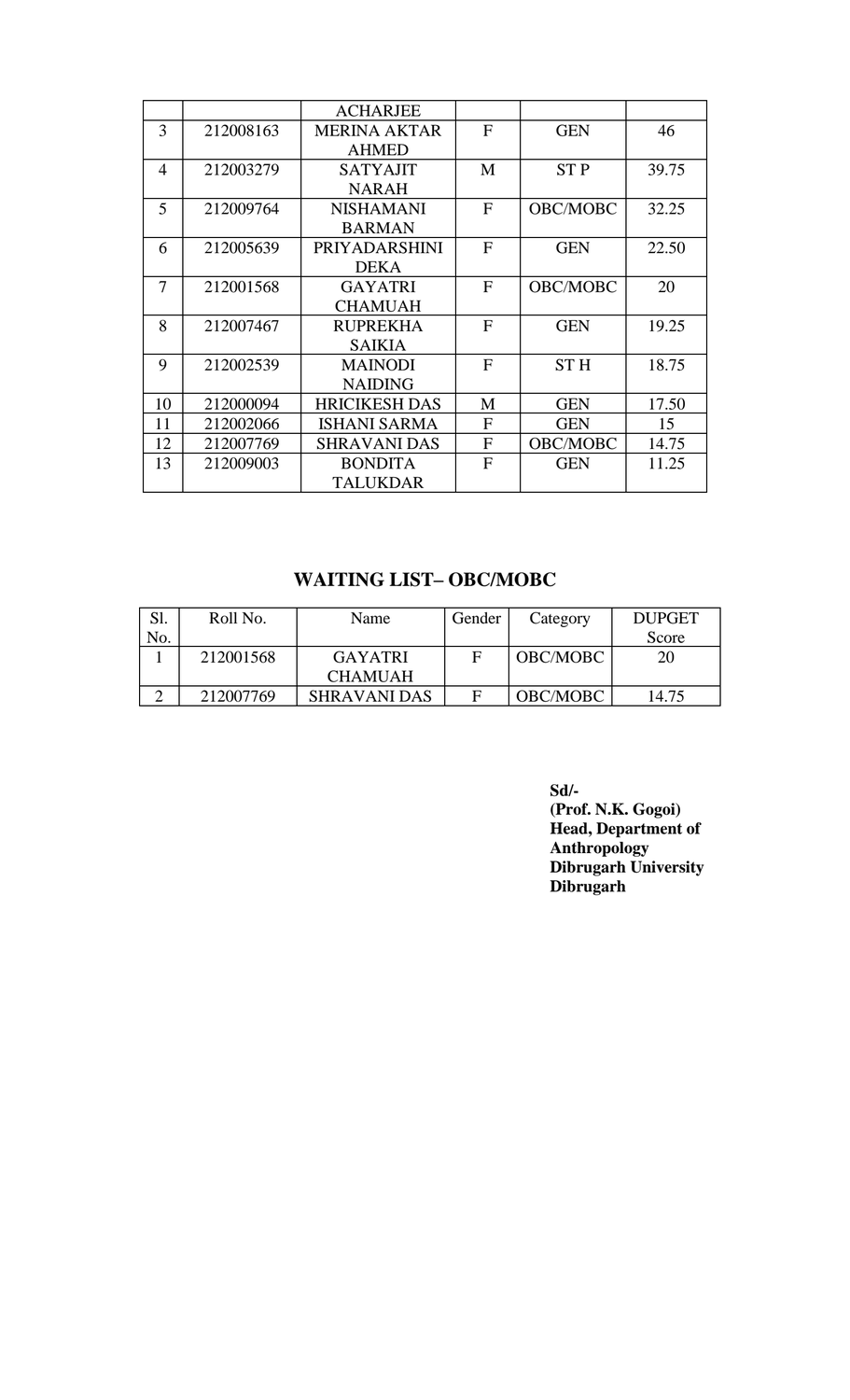| | | | | | |
|---|---|---|---|---|---|
| | | ACHARJEE | | | |
| 3 | 212008163 | MERINA AKTAR AHMED | F | GEN | 46 |
| 4 | 212003279 | SATYAJIT NARAH | M | ST P | 39.75 |
| 5 | 212009764 | NISHAMANI BARMAN | F | OBC/MOBC | 32.25 |
| 6 | 212005639 | PRIYADARSHINI DEKA | F | GEN | 22.50 |
| 7 | 212001568 | GAYATRI CHAMUAH | F | OBC/MOBC | 20 |
| 8 | 212007467 | RUPREKHA SAIKIA | F | GEN | 19.25 |
| 9 | 212002539 | MAINODI NAIDING | F | ST H | 18.75 |
| 10 | 212000094 | HRICIKESH DAS | M | GEN | 17.50 |
| 11 | 212002066 | ISHANI SARMA | F | GEN | 15 |
| 12 | 212007769 | SHRAVANI DAS | F | OBC/MOBC | 14.75 |
| 13 | 212009003 | BONDITA TALUKDAR | F | GEN | 11.25 |

## WAITING LIST– OBC/MOBC

| Sl. No. | Roll No. | Name | Gender | Category | DUPGET Score |
|---|---|---|---|---|---|
| 1 | 212001568 | GAYATRI CHAMUAH | F | OBC/MOBC | 20 |
| 2 | 212007769 | SHRAVANI DAS | F | OBC/MOBC | 14.75 |

**Sd/-**
**(Prof. N.K. Gogoi)**
**Head, Department of Anthropology**
**Dibrugarh University**
**Dibrugarh**